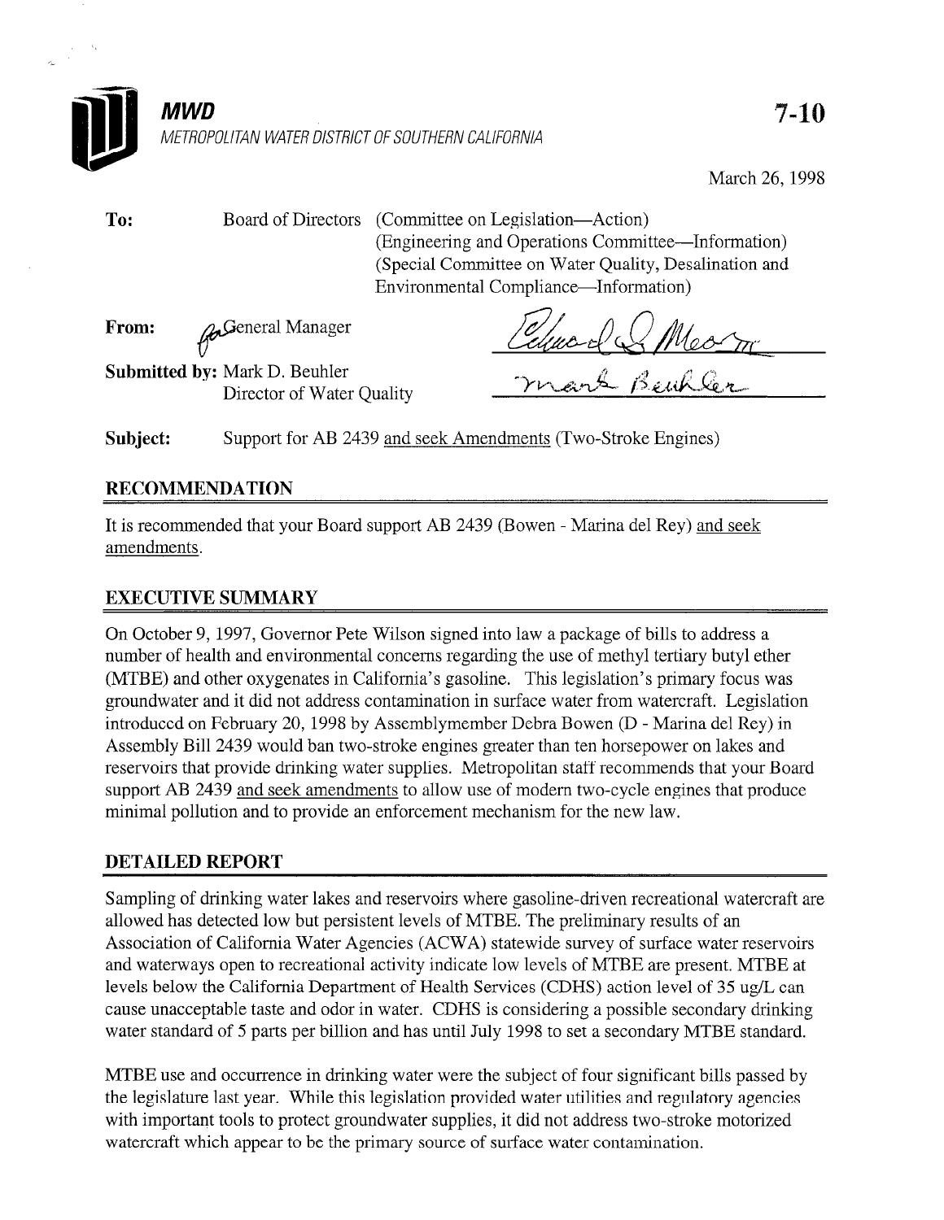**MWD**
METROPOLITAN WATER DISTRICT OF SOUTHERN CALIFORNIA

**7-10**

March 26, 1998

**To:** Board of Directors (Committee on Legislation—Action)
(Engineering and Operations Committee—Information)
(Special Committee on Water Quality, Desalination and Environmental Compliance—Information)

**From:** for General Manager

**Submitted by:** Mark D. Beuhler
Director of Water Quality

**Subject:** Support for AB 2439 and seek Amendments (Two-Stroke Engines)

## RECOMMENDATION

It is recommended that your Board support AB 2439 (Bowen - Marina del Rey) and seek amendments.

## EXECUTIVE SUMMARY

On October 9, 1997, Governor Pete Wilson signed into law a package of bills to address a number of health and environmental concerns regarding the use of methyl tertiary butyl ether (MTBE) and other oxygenates in California's gasoline. This legislation's primary focus was groundwater and it did not address contamination in surface water from watercraft. Legislation introduced on February 20, 1998 by Assemblymember Debra Bowen (D - Marina del Rey) in Assembly Bill 2439 would ban two-stroke engines greater than ten horsepower on lakes and reservoirs that provide drinking water supplies. Metropolitan staff recommends that your Board support AB 2439 and seek amendments to allow use of modern two-cycle engines that produce minimal pollution and to provide an enforcement mechanism for the new law.

## DETAILED REPORT

Sampling of drinking water lakes and reservoirs where gasoline-driven recreational watercraft are allowed has detected low but persistent levels of MTBE. The preliminary results of an Association of California Water Agencies (ACWA) statewide survey of surface water reservoirs and waterways open to recreational activity indicate low levels of MTBE are present. MTBE at levels below the California Department of Health Services (CDHS) action level of 35 ug/L can cause unacceptable taste and odor in water. CDHS is considering a possible secondary drinking water standard of 5 parts per billion and has until July 1998 to set a secondary MTBE standard.

MTBE use and occurrence in drinking water were the subject of four significant bills passed by the legislature last year. While this legislation provided water utilities and regulatory agencies with important tools to protect groundwater supplies, it did not address two-stroke motorized watercraft which appear to be the primary source of surface water contamination.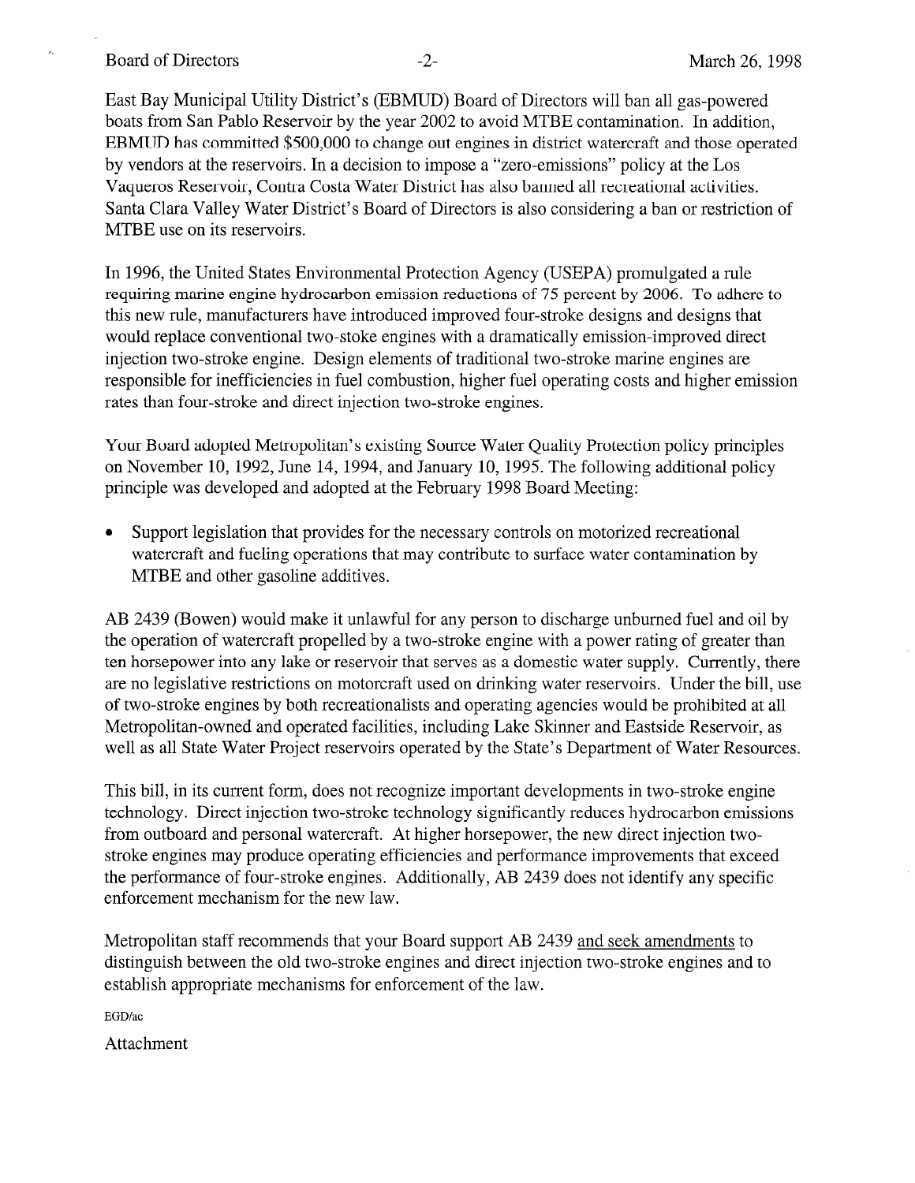East Bay Municipal Utility District's (EBMUD) Board of Directors will ban all gas-powered boats from San Pablo Reservoir by the year 2002 to avoid MTBE contamination. In addition, EBMUD has committed $500,000 to change out engines in district watercraft and those operated by vendors at the reservoirs. In a decision to impose a "zero-emissions" policy at the Los Vaqueros Reservoir, Contra Costa Water District has also banned all recreational activities. Santa Clara Valley Water District's Board of Directors is also considering a ban or restriction of MTBE use on its reservoirs.

In 1996, the United States Environmental Protection Agency (USEPA) promulgated a rule requiring marine engine hydrocarbon emission reductions of 75 percent by 2006. To adhere to this new rule, manufacturers have introduced improved four-stroke designs and designs that would replace conventional two-stoke engines with a dramatically emission-improved direct injection two-stroke engine. Design elements of traditional two-stroke marine engines are responsible for inefficiencies in fuel combustion, higher fuel operating costs and higher emission rates than four-stroke and direct injection two-stroke engines.

Your Board adopted Metropolitan's existing Source Water Quality Protection policy principles on November 10, 1992, June 14, 1994, and January 10, 1995. The following additional policy principle was developed and adopted at the February 1998 Board Meeting:

- Support legislation that provides for the necessary controls on motorized recreational watercraft and fueling operations that may contribute to surface water contamination by MTBE and other gasoline additives.

AB 2439 (Bowen) would make it unlawful for any person to discharge unburned fuel and oil by the operation of watercraft propelled by a two-stroke engine with a power rating of greater than ten horsepower into any lake or reservoir that serves as a domestic water supply. Currently, there are no legislative restrictions on motorcraft used on drinking water reservoirs. Under the bill, use of two-stroke engines by both recreationalists and operating agencies would be prohibited at all Metropolitan-owned and operated facilities, including Lake Skinner and Eastside Reservoir, as well as all State Water Project reservoirs operated by the State's Department of Water Resources.

This bill, in its current form, does not recognize important developments in two-stroke engine technology. Direct injection two-stroke technology significantly reduces hydrocarbon emissions from outboard and personal watercraft. At higher horsepower, the new direct injection two-stroke engines may produce operating efficiencies and performance improvements that exceed the performance of four-stroke engines. Additionally, AB 2439 does not identify any specific enforcement mechanism for the new law.

Metropolitan staff recommends that your Board support AB 2439 and seek amendments to distinguish between the old two-stroke engines and direct injection two-stroke engines and to establish appropriate mechanisms for enforcement of the law.

EGD/ac

Attachment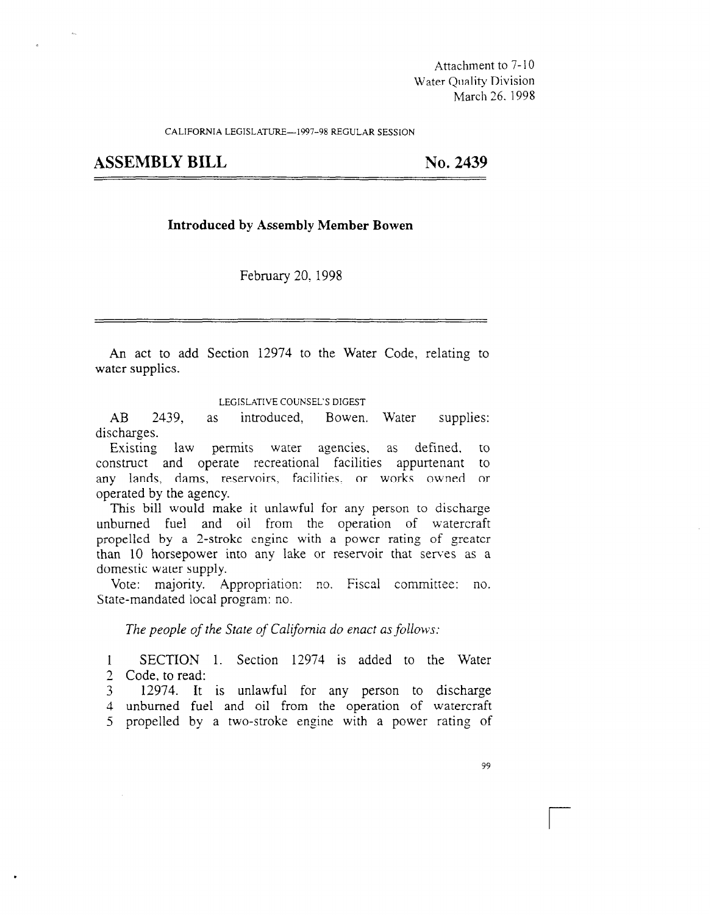Attachment to 7-10
Water Quality Division
March 26, 1998

CALIFORNIA LEGISLATURE—1997–98 REGULAR SESSION

# ASSEMBLY BILL No. 2439

**Introduced by Assembly Member Bowen**

February 20, 1998

An act to add Section 12974 to the Water Code, relating to water supplies.

LEGISLATIVE COUNSEL'S DIGEST

AB 2439, as introduced, Bowen. Water supplies: discharges.

Existing law permits water agencies, as defined, to construct and operate recreational facilities appurtenant to any lands, dams, reservoirs, facilities, or works owned or operated by the agency.

This bill would make it unlawful for any person to discharge unburned fuel and oil from the operation of watercraft propelled by a 2-stroke engine with a power rating of greater than 10 horsepower into any lake or reservoir that serves as a domestic water supply.

Vote: majority. Appropriation: no. Fiscal committee: no. State-mandated local program: no.

*The people of the State of California do enact as follows:*

1 SECTION 1. Section 12974 is added to the Water
2 Code, to read:
3 12974. It is unlawful for any person to discharge
4 unburned fuel and oil from the operation of watercraft
5 propelled by a two-stroke engine with a power rating of

99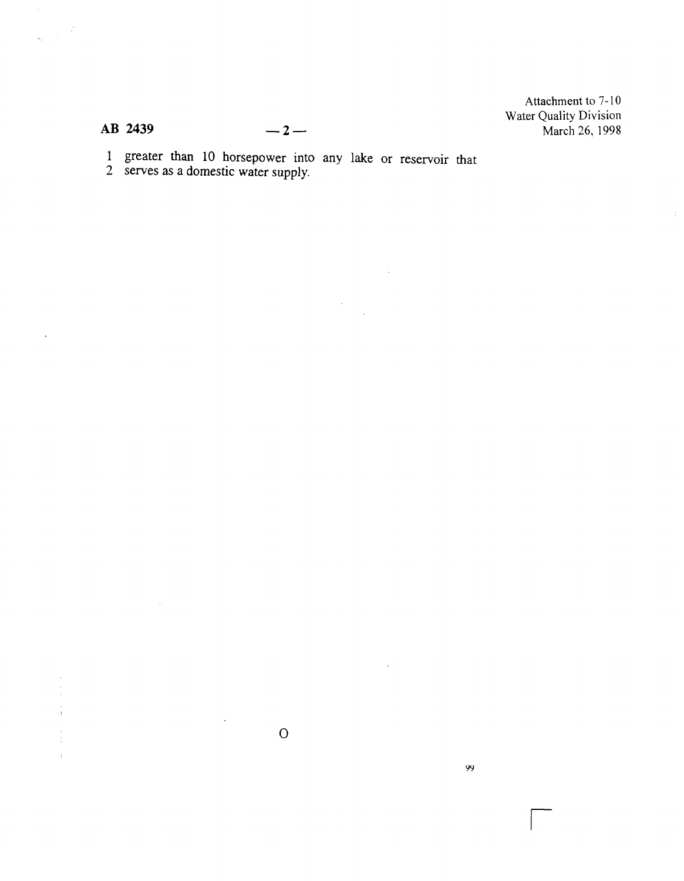Attachment to 7-10
Water Quality Division
March 26, 1998

greater than 10 horsepower into any lake or reservoir that serves as a domestic water supply.

O